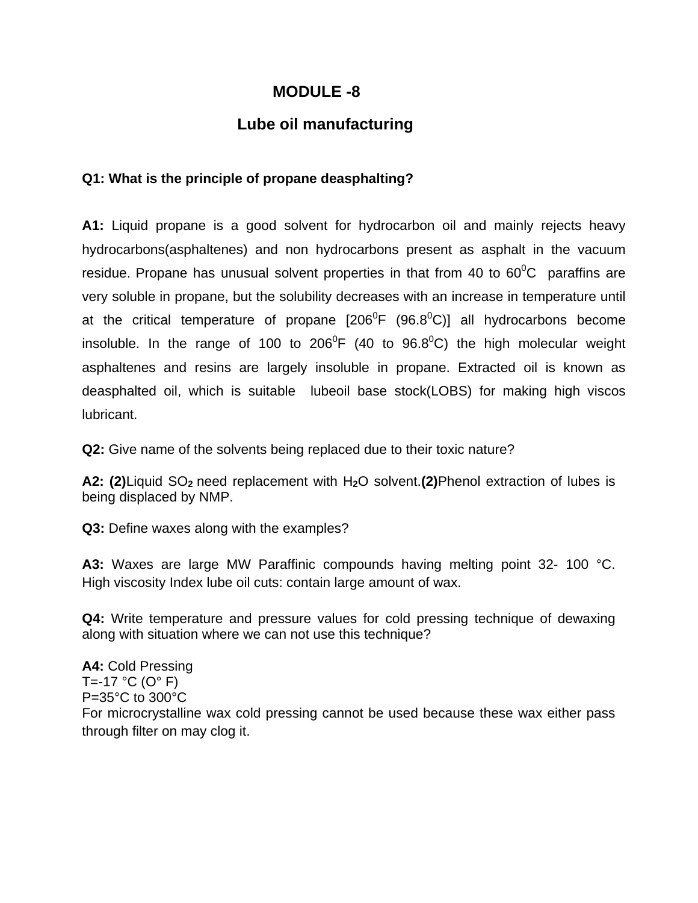# MODULE -8

## Lube oil manufacturing

**Q1: What is the principle of propane deasphalting?**

**A1:** Liquid propane is a good solvent for hydrocarbon oil and mainly rejects heavy hydrocarbons(asphaltenes) and non hydrocarbons present as asphalt in the vacuum residue. Propane has unusual solvent properties in that from 40 to 60$^0$C paraffins are very soluble in propane, but the solubility decreases with an increase in temperature until at the critical temperature of propane [206$^0$F (96.8$^0$C)] all hydrocarbons become insoluble. In the range of 100 to 206$^0$F (40 to 96.8$^0$C) the high molecular weight asphaltenes and resins are largely insoluble in propane. Extracted oil is known as deasphalted oil, which is suitable lubeoil base stock(LOBS) for making high viscos lubricant.

**Q2:** Give name of the solvents being replaced due to their toxic nature?

**A2: (2)**Liquid $SO_2$ need replacement with $H_2O$ solvent.**(2)**Phenol extraction of lubes is being displaced by NMP.

**Q3:** Define waxes along with the examples?

**A3:** Waxes are large MW Paraffinic compounds having melting point 32- 100 °C. High viscosity Index lube oil cuts: contain large amount of wax.

**Q4:** Write temperature and pressure values for cold pressing technique of dewaxing along with situation where we can not use this technique?

**A4:** Cold Pressing
T=-17 °C (O° F)
P=35°C to 300°C
For microcrystalline wax cold pressing cannot be used because these wax either pass through filter on may clog it.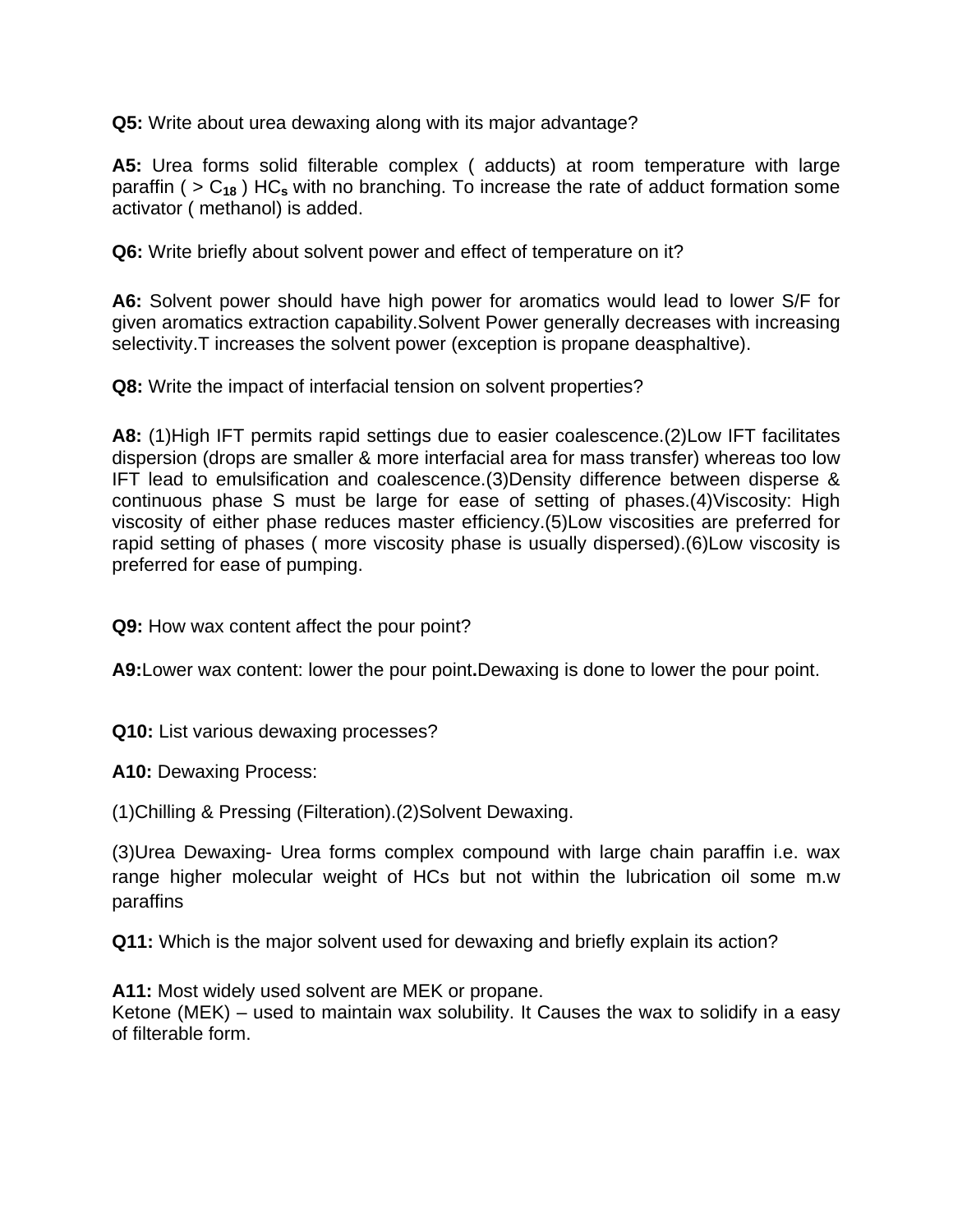**Q5:** Write about urea dewaxing along with its major advantage?

**A5:** Urea forms solid filterable complex ( adducts) at room temperature with large paraffin ( > $C_{18}$ ) $HC_s$ with no branching. To increase the rate of adduct formation some activator ( methanol) is added.

**Q6:** Write briefly about solvent power and effect of temperature on it?

**A6:** Solvent power should have high power for aromatics would lead to lower S/F for given aromatics extraction capability.Solvent Power generally decreases with increasing selectivity.T increases the solvent power (exception is propane deasphaltive).

**Q8:** Write the impact of interfacial tension on solvent properties?

**A8:** (1)High IFT permits rapid settings due to easier coalescence.(2)Low IFT facilitates dispersion (drops are smaller & more interfacial area for mass transfer) whereas too low IFT lead to emulsification and coalescence.(3)Density difference between disperse & continuous phase S must be large for ease of setting of phases.(4)Viscosity: High viscosity of either phase reduces master efficiency.(5)Low viscosities are preferred for rapid setting of phases ( more viscosity phase is usually dispersed).(6)Low viscosity is preferred for ease of pumping.

**Q9:** How wax content affect the pour point?

**A9:**Lower wax content: lower the pour point**.**Dewaxing is done to lower the pour point.

**Q10:** List various dewaxing processes?

**A10:** Dewaxing Process:

(1)Chilling & Pressing (Filteration).(2)Solvent Dewaxing.

(3)Urea Dewaxing- Urea forms complex compound with large chain paraffin i.e. wax range higher molecular weight of HCs but not within the lubrication oil some m.w paraffins

**Q11:** Which is the major solvent used for dewaxing and briefly explain its action?

**A11:** Most widely used solvent are MEK or propane.
Ketone (MEK) – used to maintain wax solubility. It Causes the wax to solidify in a easy of filterable form.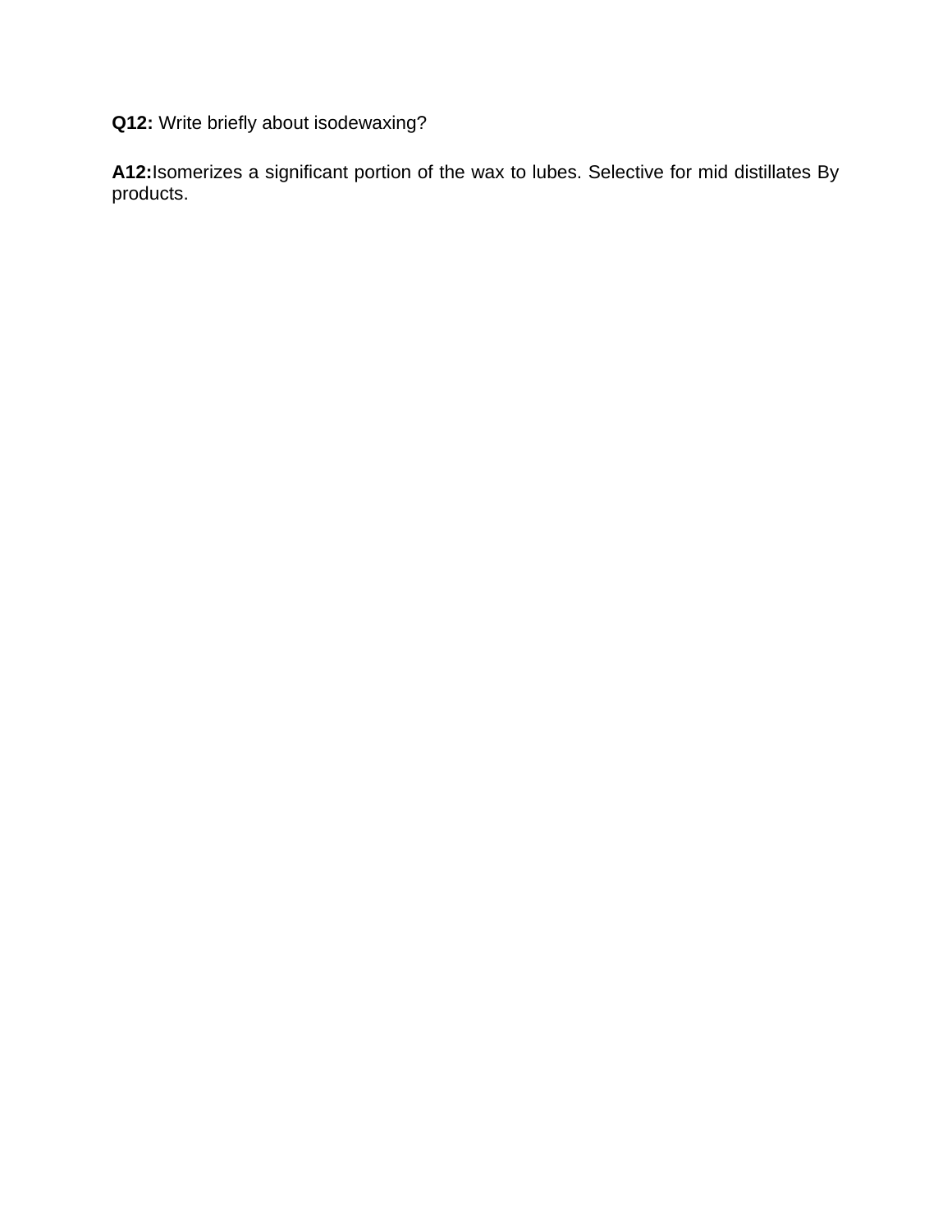**Q12:** Write briefly about isodewaxing?

**A12:**Isomerizes a significant portion of the wax to lubes. Selective for mid distillates By products.